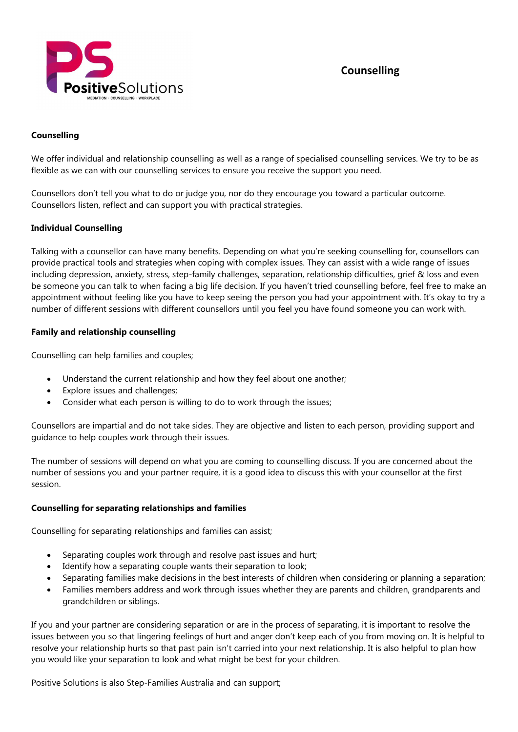# Counselling

## Counselling

We offer individual and relationship counselling as well as a range of specialised counselling services. We try to be as flexible as we can with our counselling services to ensure you receive the support you need.

Counsellors don't tell you what to do or judge you, nor do they encourage you toward a particular outcome. Counsellors listen, reflect and can support you with practical strategies.

## Individual Counselling

Talking with a counsellor can have many benefits. Depending on what you're seeking counselling for, counsellors can provide practical tools and strategies when coping with complex issues. They can assist with a wide range of issues including depression, anxiety, stress, step-family challenges, separation, relationship difficulties, grief & loss and even be someone you can talk to when facing a big life decision. If you haven't tried counselling before, feel free to make an appointment without feeling like you have to keep seeing the person you had your appointment with. It's okay to try a number of different sessions with different counsellors until you feel you have found someone you can work with.

## Family and relationship counselling

Counselling can help families and couples;

- Understand the current relationship and how they feel about one another;
- Explore issues and challenges;
- Consider what each person is willing to do to work through the issues;

Counsellors are impartial and do not take sides. They are objective and listen to each person, providing support and guidance to help couples work through their issues.

The number of sessions will depend on what you are coming to counselling discuss. If you are concerned about the number of sessions you and your partner require, it is a good idea to discuss this with your counsellor at the first session.

## Counselling for separating relationships and families

Counselling for separating relationships and families can assist;

- Separating couples work through and resolve past issues and hurt;
- Identify how a separating couple wants their separation to look;
- Separating families make decisions in the best interests of children when considering or planning a separation;
- Families members address and work through issues whether they are parents and children, grandparents and grandchildren or siblings.

If you and your partner are considering separation or are in the process of separating, it is important to resolve the issues between you so that lingering feelings of hurt and anger don't keep each of you from moving on. It is helpful to resolve your relationship hurts so that past pain isn't carried into your next relationship. It is also helpful to plan how you would like your separation to look and what might be best for your children.

Positive Solutions is also Step-Families Australia and can support;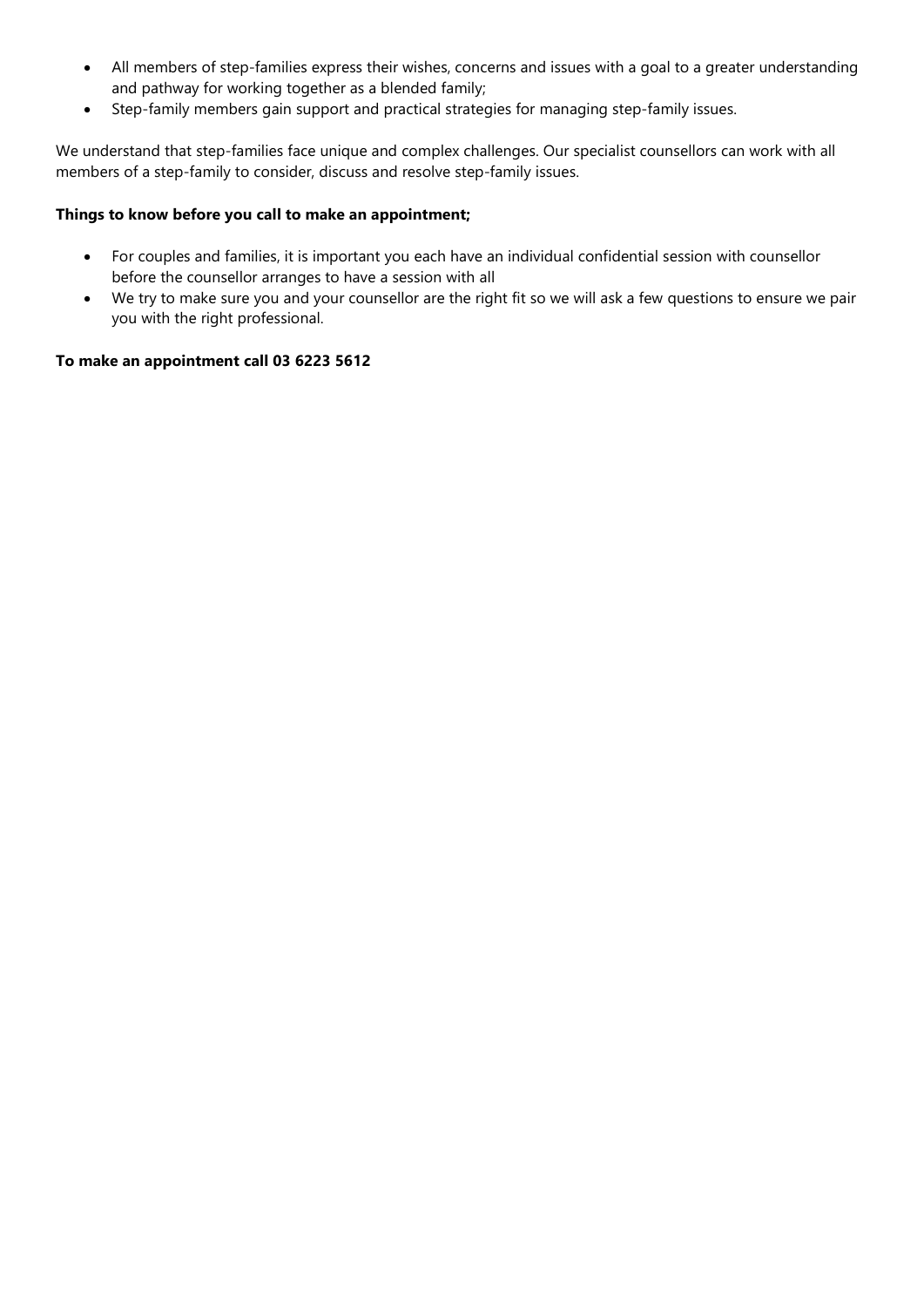- All members of step-families express their wishes, concerns and issues with a goal to a greater understanding and pathway for working together as a blended family;
- Step-family members gain support and practical strategies for managing step-family issues.

We understand that step-families face unique and complex challenges. Our specialist counsellors can work with all members of a step-family to consider, discuss and resolve step-family issues.

**Things to know before you call to make an appointment;**

- For couples and families, it is important you each have an individual confidential session with counsellor before the counsellor arranges to have a session with all
- We try to make sure you and your counsellor are the right fit so we will ask a few questions to ensure we pair you with the right professional.

**To make an appointment call 03 6223 5612**